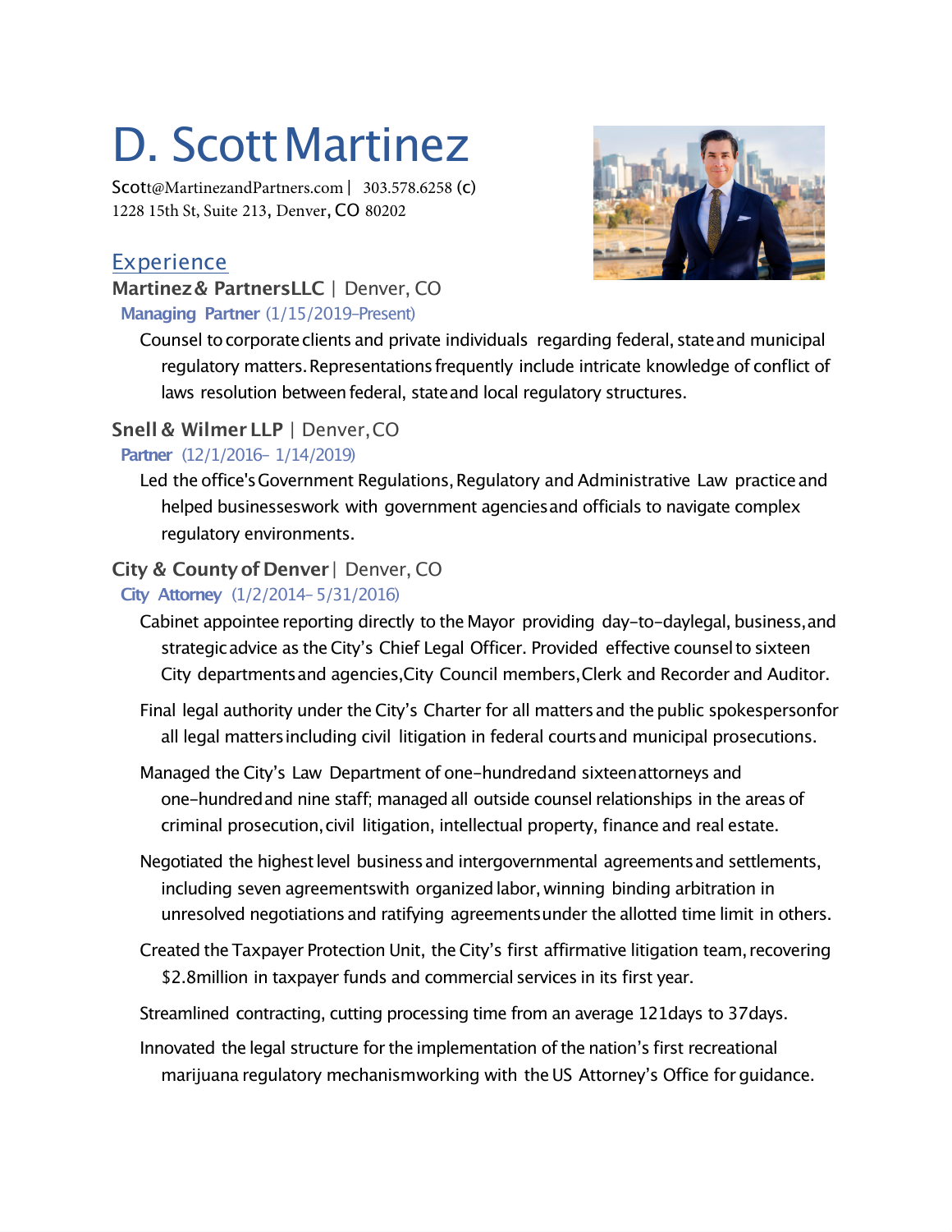# D. Scott Martinez

Scott@MartinezandPartners.com | 303.578.6258 (c)
1228 15th St, Suite 213, Denver, CO 80202

## Experience

### Martinez & Partners LLC | Denver, CO

**Managing Partner** (1/15/2019-Present)

Counsel to corporate clients and private individuals regarding federal, state and municipal regulatory matters. Representations frequently include intricate knowledge of conflict of laws resolution between federal, state and local regulatory structures.

### Snell & Wilmer LLP | Denver, CO

**Partner** (12/1/2016- 1/14/2019)

Led the office's Government Regulations, Regulatory and Administrative Law practice and helped businesses work with government agencies and officials to navigate complex regulatory environments.

### City & County of Denver | Denver, CO

**City Attorney** (1/2/2014- 5/31/2016)

Cabinet appointee reporting directly to the Mayor providing day-to-day legal, business, and strategic advice as the City's Chief Legal Officer. Provided effective counsel to sixteen City departments and agencies, City Council members, Clerk and Recorder and Auditor.

Final legal authority under the City's Charter for all matters and the public spokesperson for all legal matters including civil litigation in federal courts and municipal prosecutions.

Managed the City's Law Department of one-hundred and sixteen attorneys and one-hundred and nine staff; managed all outside counsel relationships in the areas of criminal prosecution, civil litigation, intellectual property, finance and real estate.

Negotiated the highest level business and intergovernmental agreements and settlements, including seven agreements with organized labor, winning binding arbitration in unresolved negotiations and ratifying agreements under the allotted time limit in others.

Created the Taxpayer Protection Unit, the City's first affirmative litigation team, recovering $2.8million in taxpayer funds and commercial services in its first year.

Streamlined contracting, cutting processing time from an average 121days to 37days.

Innovated the legal structure for the implementation of the nation's first recreational marijuana regulatory mechanism working with the US Attorney's Office for guidance.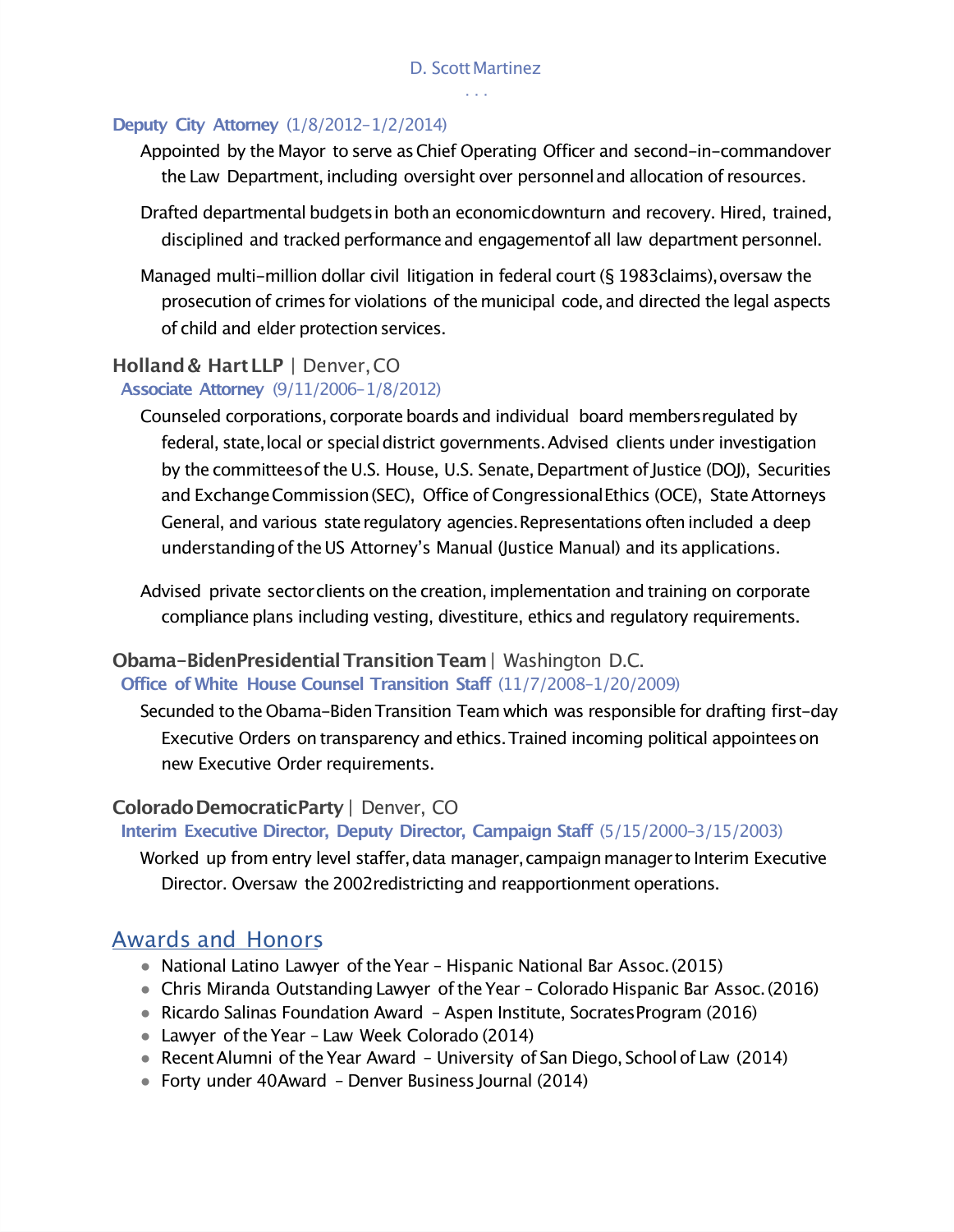**Deputy City Attorney** (1/8/2012–1/2/2014)

Appointed by the Mayor to serve as Chief Operating Officer and second-in-command over the Law Department, including oversight over personnel and allocation of resources.

Drafted departmental budgets in both an economic downturn and recovery. Hired, trained, disciplined and tracked performance and engagement of all law department personnel.

Managed multi-million dollar civil litigation in federal court (§ 1983 claims), oversaw the prosecution of crimes for violations of the municipal code, and directed the legal aspects of child and elder protection services.

**Holland & Hart LLP** | Denver, CO

**Associate Attorney** (9/11/2006–1/8/2012)

Counseled corporations, corporate boards and individual board members regulated by federal, state, local or special district governments. Advised clients under investigation by the committees of the U.S. House, U.S. Senate, Department of Justice (DOJ), Securities and Exchange Commission (SEC), Office of Congressional Ethics (OCE), State Attorneys General, and various state regulatory agencies. Representations often included a deep understanding of the US Attorney's Manual (Justice Manual) and its applications.

Advised private sector clients on the creation, implementation and training on corporate compliance plans including vesting, divestiture, ethics and regulatory requirements.

**Obama-Biden Presidential Transition Team** | Washington D.C.

**Office of White House Counsel Transition Staff** (11/7/2008–1/20/2009)

Secunded to the Obama-Biden Transition Team which was responsible for drafting first-day Executive Orders on transparency and ethics. Trained incoming political appointees on new Executive Order requirements.

**Colorado Democratic Party** | Denver, CO

**Interim Executive Director, Deputy Director, Campaign Staff** (5/15/2000–3/15/2003)

Worked up from entry level staffer, data manager, campaign manager to Interim Executive Director. Oversaw the 2002 redistricting and reapportionment operations.

## Awards and Honors

- National Latino Lawyer of the Year – Hispanic National Bar Assoc. (2015)
- Chris Miranda Outstanding Lawyer of the Year – Colorado Hispanic Bar Assoc. (2016)
- Ricardo Salinas Foundation Award – Aspen Institute, Socrates Program (2016)
- Lawyer of the Year – Law Week Colorado (2014)
- Recent Alumni of the Year Award – University of San Diego, School of Law (2014)
- Forty under 40 Award – Denver Business Journal (2014)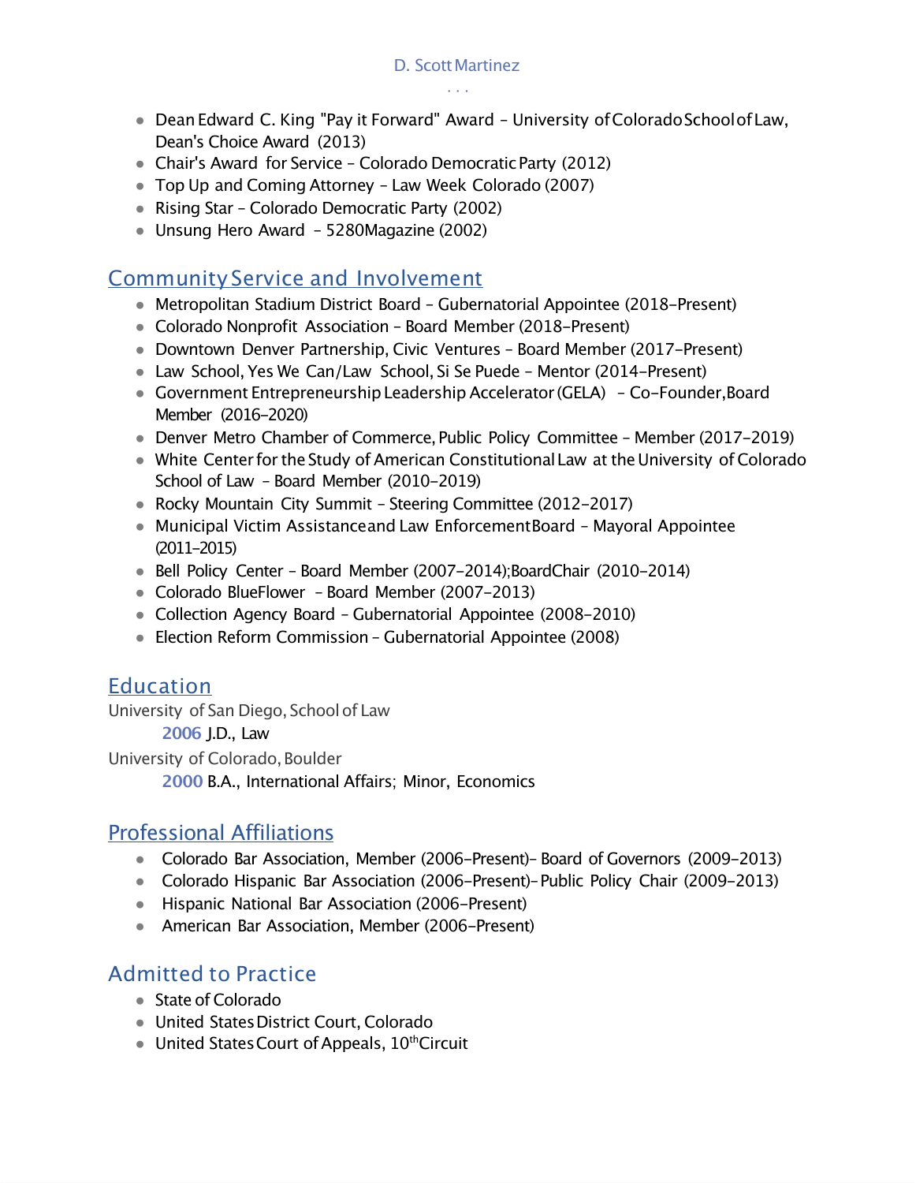- Dean Edward C. King "Pay it Forward" Award – University of Colorado School of Law, Dean's Choice Award (2013)
- Chair's Award for Service – Colorado Democratic Party (2012)
- Top Up and Coming Attorney – Law Week Colorado (2007)
- Rising Star – Colorado Democratic Party (2002)
- Unsung Hero Award – 5280Magazine (2002)

## Community Service and Involvement

- Metropolitan Stadium District Board – Gubernatorial Appointee (2018–Present)
- Colorado Nonprofit Association – Board Member (2018–Present)
- Downtown Denver Partnership, Civic Ventures – Board Member (2017–Present)
- Law School, Yes We Can/Law School, Si Se Puede – Mentor (2014–Present)
- Government Entrepreneurship Leadership Accelerator (GELA) – Co-Founder, Board Member (2016–2020)
- Denver Metro Chamber of Commerce, Public Policy Committee – Member (2017–2019)
- White Center for the Study of American Constitutional Law at the University of Colorado School of Law – Board Member (2010–2019)
- Rocky Mountain City Summit – Steering Committee (2012–2017)
- Municipal Victim Assistance and Law Enforcement Board – Mayoral Appointee (2011–2015)
- Bell Policy Center – Board Member (2007–2014); Board Chair (2010–2014)
- Colorado BlueFlower – Board Member (2007–2013)
- Collection Agency Board – Gubernatorial Appointee (2008–2010)
- Election Reform Commission – Gubernatorial Appointee (2008)

## Education

University of San Diego, School of Law

**2006** J.D., Law

University of Colorado, Boulder

**2000** B.A., International Affairs; Minor, Economics

## Professional Affiliations

- Colorado Bar Association, Member (2006–Present)– Board of Governors (2009–2013)
- Colorado Hispanic Bar Association (2006–Present)– Public Policy Chair (2009–2013)
- Hispanic National Bar Association (2006–Present)
- American Bar Association, Member (2006–Present)

## Admitted to Practice

- State of Colorado
- United States District Court, Colorado
- United States Court of Appeals, 10th Circuit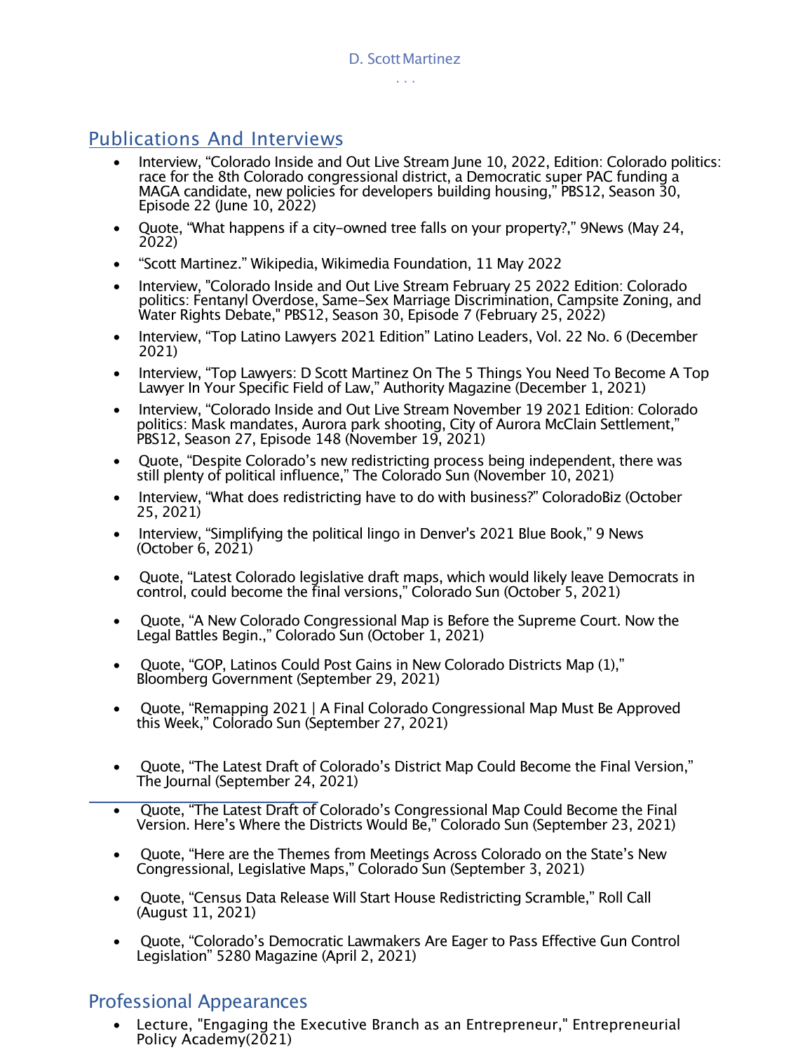## Publications And Interviews

- Interview, "Colorado Inside and Out Live Stream June 10, 2022, Edition: Colorado politics: race for the 8th Colorado congressional district, a Democratic super PAC funding a MAGA candidate, new policies for developers building housing," PBS12, Season 30, Episode 22 (June 10, 2022)
- Quote, "What happens if a city-owned tree falls on your property?," 9News (May 24, 2022)
- "Scott Martinez." Wikipedia, Wikimedia Foundation, 11 May 2022
- Interview, "Colorado Inside and Out Live Stream February 25 2022 Edition: Colorado politics: Fentanyl Overdose, Same-Sex Marriage Discrimination, Campsite Zoning, and Water Rights Debate," PBS12, Season 30, Episode 7 (February 25, 2022)
- Interview, "Top Latino Lawyers 2021 Edition" Latino Leaders, Vol. 22 No. 6 (December 2021)
- Interview, "Top Lawyers: D Scott Martinez On The 5 Things You Need To Become A Top Lawyer In Your Specific Field of Law," Authority Magazine (December 1, 2021)
- Interview, "Colorado Inside and Out Live Stream November 19 2021 Edition: Colorado politics: Mask mandates, Aurora park shooting, City of Aurora McClain Settlement," PBS12, Season 27, Episode 148 (November 19, 2021)
- Quote, "Despite Colorado's new redistricting process being independent, there was still plenty of political influence," The Colorado Sun (November 10, 2021)
- Interview, "What does redistricting have to do with business?" ColoradoBiz (October 25, 2021)
- Interview, "Simplifying the political lingo in Denver's 2021 Blue Book," 9 News (October 6, 2021)
- Quote, "Latest Colorado legislative draft maps, which would likely leave Democrats in control, could become the final versions," Colorado Sun (October 5, 2021)
- Quote, "A New Colorado Congressional Map is Before the Supreme Court. Now the Legal Battles Begin.," Colorado Sun (October 1, 2021)
- Quote, "GOP, Latinos Could Post Gains in New Colorado Districts Map (1)," Bloomberg Government (September 29, 2021)
- Quote, "Remapping 2021 | A Final Colorado Congressional Map Must Be Approved this Week," Colorado Sun (September 27, 2021)
- Quote, "The Latest Draft of Colorado's District Map Could Become the Final Version," The Journal (September 24, 2021)
- Quote, "The Latest Draft of Colorado's Congressional Map Could Become the Final Version. Here's Where the Districts Would Be," Colorado Sun (September 23, 2021)
- Quote, "Here are the Themes from Meetings Across Colorado on the State's New Congressional, Legislative Maps," Colorado Sun (September 3, 2021)
- Quote, "Census Data Release Will Start House Redistricting Scramble," Roll Call (August 11, 2021)
- Quote, "Colorado's Democratic Lawmakers Are Eager to Pass Effective Gun Control Legislation" 5280 Magazine (April 2, 2021)

## Professional Appearances

- Lecture, "Engaging the Executive Branch as an Entrepreneur," Entrepreneurial Policy Academy(2021)